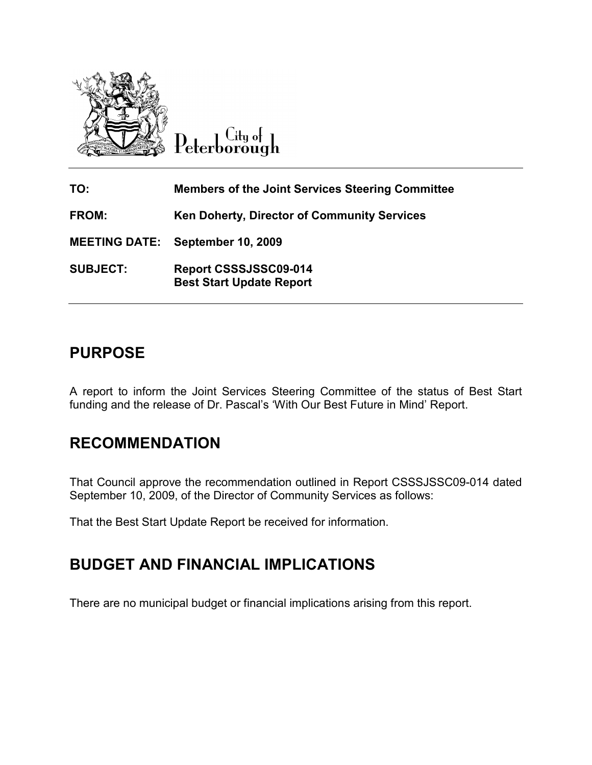City of Peterborough

| | |
|---|---|
| **TO:** | **Members of the Joint Services Steering Committee** |
| **FROM:** | **Ken Doherty, Director of Community Services** |
| **MEETING DATE:** | **September 10, 2009** |
| **SUBJECT:** | **Report CSSSJSSC09-014**<br>**Best Start Update Report** |

## PURPOSE

A report to inform the Joint Services Steering Committee of the status of Best Start funding and the release of Dr. Pascal's 'With Our Best Future in Mind' Report.

## RECOMMENDATION

That Council approve the recommendation outlined in Report CSSSJSSC09-014 dated September 10, 2009, of the Director of Community Services as follows:

That the Best Start Update Report be received for information.

## BUDGET AND FINANCIAL IMPLICATIONS

There are no municipal budget or financial implications arising from this report.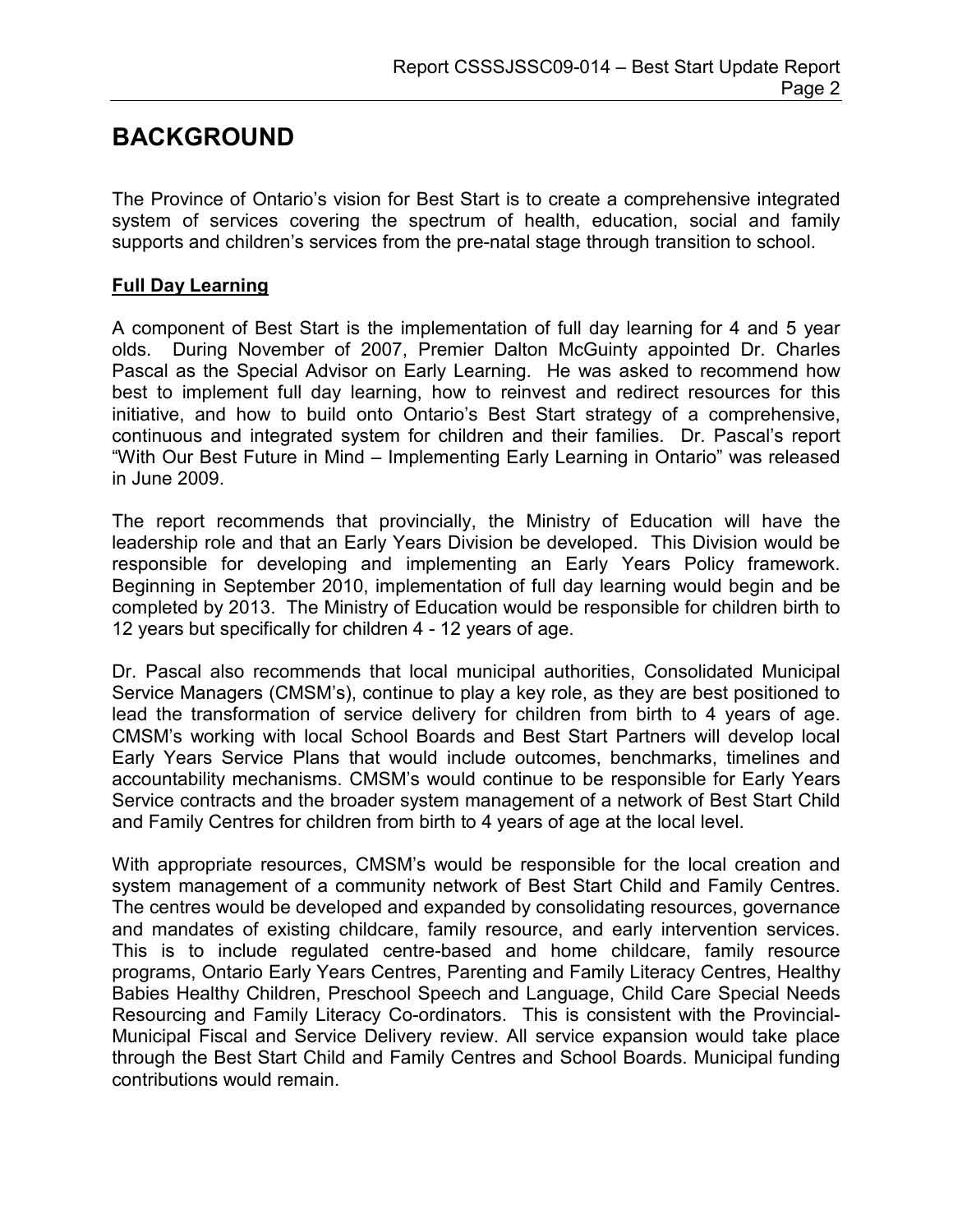# BACKGROUND

The Province of Ontario's vision for Best Start is to create a comprehensive integrated system of services covering the spectrum of health, education, social and family supports and children's services from the pre-natal stage through transition to school.

## Full Day Learning

A component of Best Start is the implementation of full day learning for 4 and 5 year olds. During November of 2007, Premier Dalton McGuinty appointed Dr. Charles Pascal as the Special Advisor on Early Learning. He was asked to recommend how best to implement full day learning, how to reinvest and redirect resources for this initiative, and how to build onto Ontario's Best Start strategy of a comprehensive, continuous and integrated system for children and their families. Dr. Pascal's report "With Our Best Future in Mind – Implementing Early Learning in Ontario" was released in June 2009.

The report recommends that provincially, the Ministry of Education will have the leadership role and that an Early Years Division be developed. This Division would be responsible for developing and implementing an Early Years Policy framework. Beginning in September 2010, implementation of full day learning would begin and be completed by 2013. The Ministry of Education would be responsible for children birth to 12 years but specifically for children 4 - 12 years of age.

Dr. Pascal also recommends that local municipal authorities, Consolidated Municipal Service Managers (CMSM's), continue to play a key role, as they are best positioned to lead the transformation of service delivery for children from birth to 4 years of age. CMSM's working with local School Boards and Best Start Partners will develop local Early Years Service Plans that would include outcomes, benchmarks, timelines and accountability mechanisms. CMSM's would continue to be responsible for Early Years Service contracts and the broader system management of a network of Best Start Child and Family Centres for children from birth to 4 years of age at the local level.

With appropriate resources, CMSM's would be responsible for the local creation and system management of a community network of Best Start Child and Family Centres. The centres would be developed and expanded by consolidating resources, governance and mandates of existing childcare, family resource, and early intervention services. This is to include regulated centre-based and home childcare, family resource programs, Ontario Early Years Centres, Parenting and Family Literacy Centres, Healthy Babies Healthy Children, Preschool Speech and Language, Child Care Special Needs Resourcing and Family Literacy Co-ordinators. This is consistent with the Provincial-Municipal Fiscal and Service Delivery review. All service expansion would take place through the Best Start Child and Family Centres and School Boards. Municipal funding contributions would remain.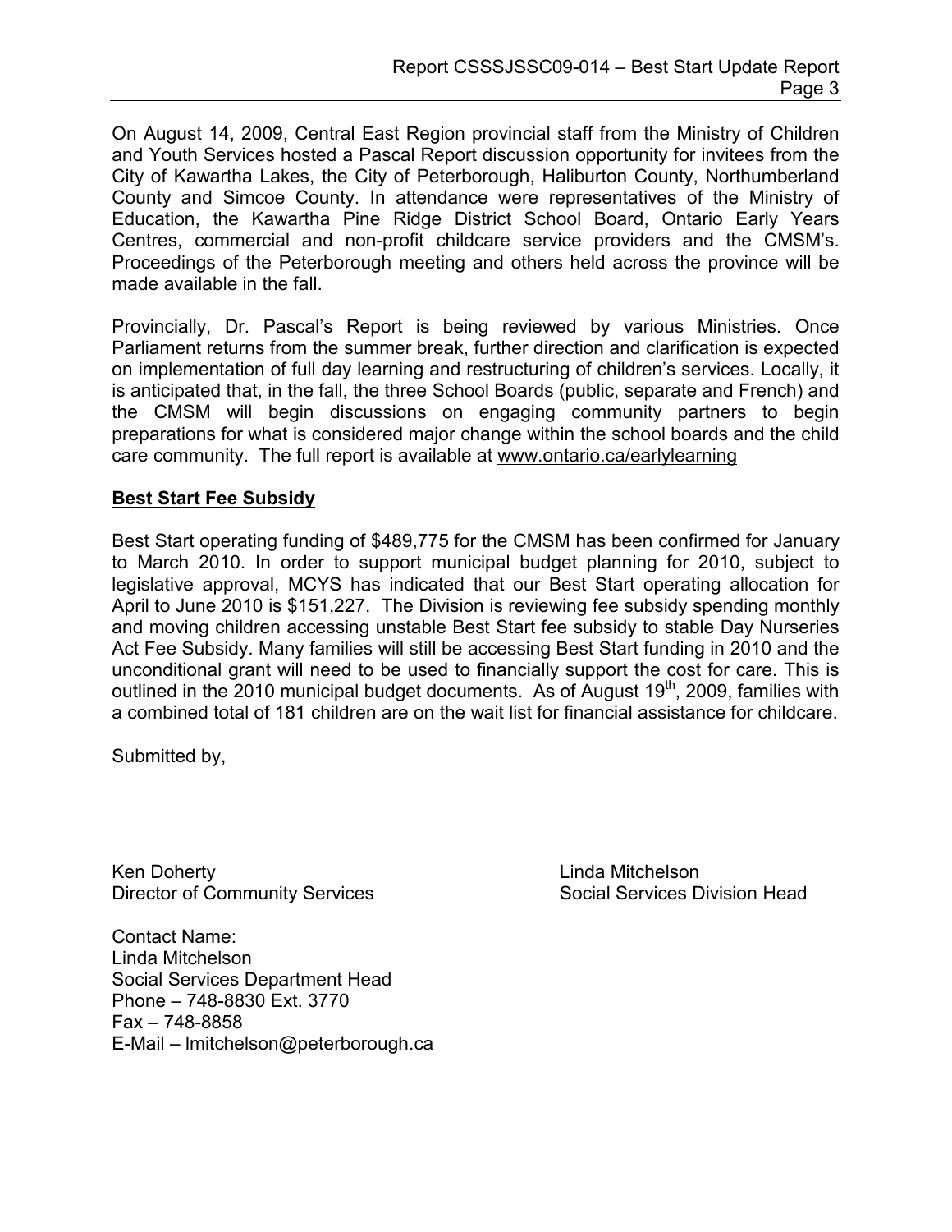On August 14, 2009, Central East Region provincial staff from the Ministry of Children and Youth Services hosted a Pascal Report discussion opportunity for invitees from the City of Kawartha Lakes, the City of Peterborough, Haliburton County, Northumberland County and Simcoe County. In attendance were representatives of the Ministry of Education, the Kawartha Pine Ridge District School Board, Ontario Early Years Centres, commercial and non-profit childcare service providers and the CMSM's. Proceedings of the Peterborough meeting and others held across the province will be made available in the fall.

Provincially, Dr. Pascal's Report is being reviewed by various Ministries. Once Parliament returns from the summer break, further direction and clarification is expected on implementation of full day learning and restructuring of children's services. Locally, it is anticipated that, in the fall, the three School Boards (public, separate and French) and the CMSM will begin discussions on engaging community partners to begin preparations for what is considered major change within the school boards and the child care community. The full report is available at www.ontario.ca/earlylearning

## Best Start Fee Subsidy

Best Start operating funding of $489,775 for the CMSM has been confirmed for January to March 2010. In order to support municipal budget planning for 2010, subject to legislative approval, MCYS has indicated that our Best Start operating allocation for April to June 2010 is $151,227. The Division is reviewing fee subsidy spending monthly and moving children accessing unstable Best Start fee subsidy to stable Day Nurseries Act Fee Subsidy. Many families will still be accessing Best Start funding in 2010 and the unconditional grant will need to be used to financially support the cost for care. This is outlined in the 2010 municipal budget documents. As of August 19th, 2009, families with a combined total of 181 children are on the wait list for financial assistance for childcare.

Submitted by,

Ken Doherty
Director of Community Services

Linda Mitchelson
Social Services Division Head

Contact Name:
Linda Mitchelson
Social Services Department Head
Phone – 748-8830 Ext. 3770
Fax – 748-8858
E-Mail – lmitchelson@peterborough.ca